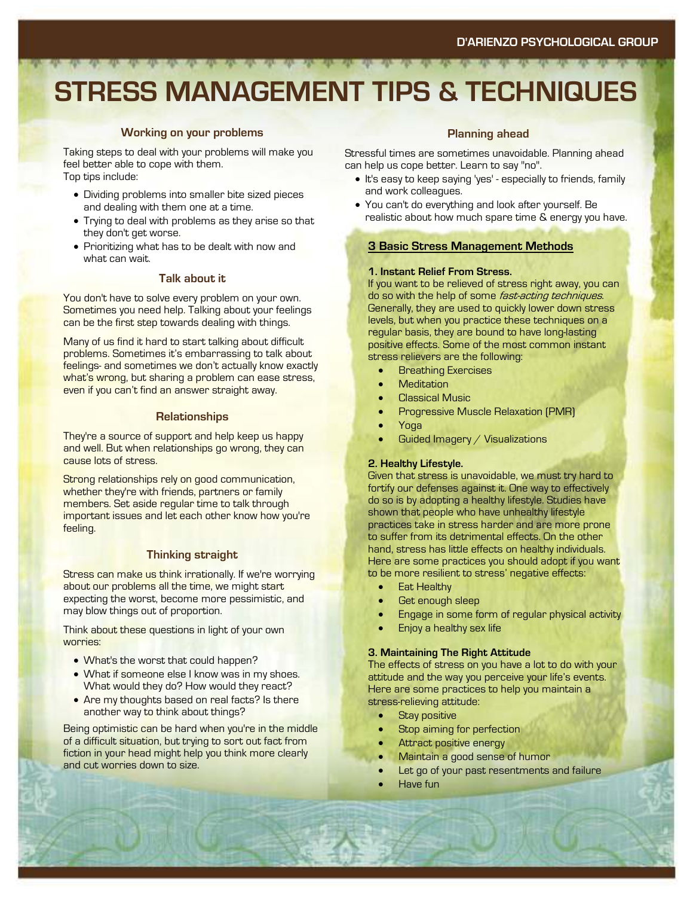# STRESS MANAGEMENT TIPS & TECHNIQUES

### Working on your problems

Taking steps to deal with your problems will make you feel better able to cope with them.
Top tips include:

- Dividing problems into smaller bite sized pieces and dealing with them one at a time.
- Trying to deal with problems as they arise so that they don't get worse.
- Prioritizing what has to be dealt with now and what can wait.

### Talk about it

You don't have to solve every problem on your own. Sometimes you need help. Talking about your feelings can be the first step towards dealing with things.

Many of us find it hard to start talking about difficult problems. Sometimes it's embarrassing to talk about feelings- and sometimes we don't actually know exactly what's wrong, but sharing a problem can ease stress, even if you can't find an answer straight away.

### Relationships

They're a source of support and help keep us happy and well. But when relationships go wrong, they can cause lots of stress.

Strong relationships rely on good communication, whether they're with friends, partners or family members. Set aside regular time to talk through important issues and let each other know how you're feeling.

### Thinking straight

Stress can make us think irrationally. If we're worrying about our problems all the time, we might start expecting the worst, become more pessimistic, and may blow things out of proportion.

Think about these questions in light of your own worries:

- What's the worst that could happen?
- What if someone else I know was in my shoes. What would they do? How would they react?
- Are my thoughts based on real facts? Is there another way to think about things?

Being optimistic can be hard when you're in the middle of a difficult situation, but trying to sort out fact from fiction in your head might help you think more clearly and cut worries down to size.

### Planning ahead

Stressful times are sometimes unavoidable. Planning ahead can help us cope better. Learn to say "no".

- It's easy to keep saying 'yes' - especially to friends, family and work colleagues.
- You can't do everything and look after yourself. Be realistic about how much spare time & energy you have.

## 3 Basic Stress Management Methods

**1. Instant Relief From Stress.**
If you want to be relieved of stress right away, you can do so with the help of some *fast-acting techniques*. Generally, they are used to quickly lower down stress levels, but when you practice these techniques on a regular basis, they are bound to have long-lasting positive effects. Some of the most common instant stress relievers are the following:

- Breathing Exercises
- Meditation
- Classical Music
- Progressive Muscle Relaxation (PMR)
- Yoga
- Guided Imagery / Visualizations

**2. Healthy Lifestyle.**
Given that stress is unavoidable, we must try hard to fortify our defenses against it. One way to effectively do so is by adopting a healthy lifestyle. Studies have shown that people who have unhealthy lifestyle practices take in stress harder and are more prone to suffer from its detrimental effects. On the other hand, stress has little effects on healthy individuals. Here are some practices you should adopt if you want to be more resilient to stress' negative effects:

- Eat Healthy
- Get enough sleep
- Engage in some form of regular physical activity
- Enjoy a healthy sex life

**3. Maintaining The Right Attitude**
The effects of stress on you have a lot to do with your attitude and the way you perceive your life's events. Here are some practices to help you maintain a stress-relieving attitude:

- Stay positive
- Stop aiming for perfection
- Attract positive energy
- Maintain a good sense of humor
- Let go of your past resentments and failure
- Have fun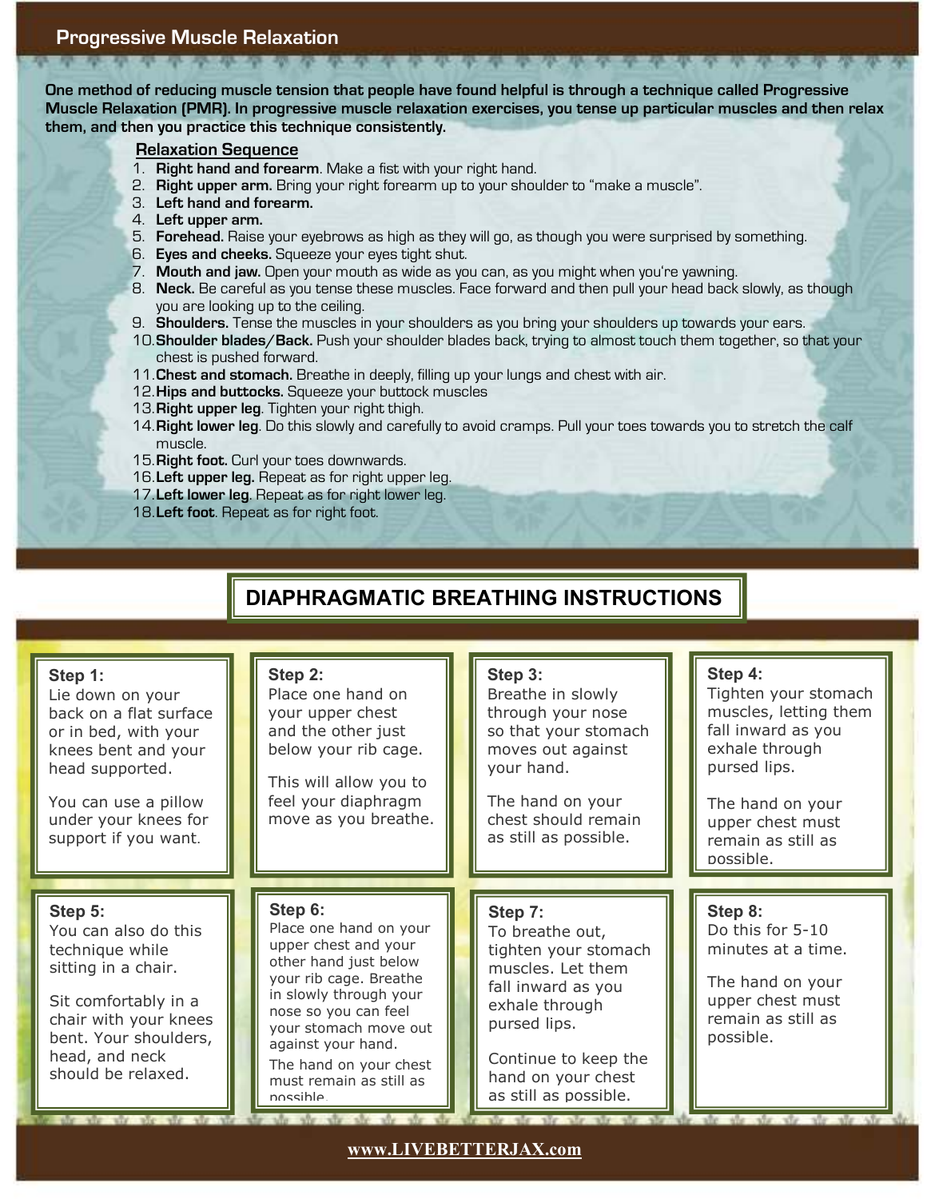## Progressive Muscle Relaxation

**One method of reducing muscle tension that people have found helpful is through a technique called Progressive Muscle Relaxation (PMR). In progressive muscle relaxation exercises, you tense up particular muscles and then relax them, and then you practice this technique consistently.**

### Relaxation Sequence

1. **Right hand and forearm**. Make a fist with your right hand.
2. **Right upper arm.** Bring your right forearm up to your shoulder to "make a muscle".
3. **Left hand and forearm.**
4. **Left upper arm.**
5. **Forehead.** Raise your eyebrows as high as they will go, as though you were surprised by something.
6. **Eyes and cheeks.** Squeeze your eyes tight shut.
7. **Mouth and jaw.** Open your mouth as wide as you can, as you might when you're yawning.
8. **Neck.** Be careful as you tense these muscles. Face forward and then pull your head back slowly, as though you are looking up to the ceiling.
9. **Shoulders.** Tense the muscles in your shoulders as you bring your shoulders up towards your ears.
10. **Shoulder blades/Back.** Push your shoulder blades back, trying to almost touch them together, so that your chest is pushed forward.
11. **Chest and stomach.** Breathe in deeply, filling up your lungs and chest with air.
12. **Hips and buttocks.** Squeeze your buttock muscles
13. **Right upper leg**. Tighten your right thigh.
14. **Right lower leg**. Do this slowly and carefully to avoid cramps. Pull your toes towards you to stretch the calf muscle.
15. **Right foot.** Curl your toes downwards.
16. **Left upper leg.** Repeat as for right upper leg.
17. **Left lower leg**. Repeat as for right lower leg.
18. **Left foot**. Repeat as for right foot.

## DIAPHRAGMATIC BREATHING INSTRUCTIONS

**Step 1:**
Lie down on your back on a flat surface or in bed, with your knees bent and your head supported.

You can use a pillow under your knees for support if you want.

**Step 2:**
Place one hand on your upper chest and the other just below your rib cage.

This will allow you to feel your diaphragm move as you breathe.

**Step 3:**
Breathe in slowly through your nose so that your stomach moves out against your hand.

The hand on your chest should remain as still as possible.

**Step 4:**
Tighten your stomach muscles, letting them fall inward as you exhale through pursed lips.

The hand on your upper chest must remain as still as possible.

**Step 5:**
You can also do this technique while sitting in a chair.

Sit comfortably in a chair with your knees bent. Your shoulders, head, and neck should be relaxed.

**Step 6:**
Place one hand on your upper chest and your other hand just below your rib cage. Breathe in slowly through your nose so you can feel your stomach move out against your hand.

The hand on your chest must remain as still as possible.

**Step 7:**
To breathe out, tighten your stomach muscles. Let them fall inward as you exhale through pursed lips.

Continue to keep the hand on your chest as still as possible.

**Step 8:**
Do this for 5-10 minutes at a time.

The hand on your upper chest must remain as still as possible.

www.LIVEBETTERJAX.com